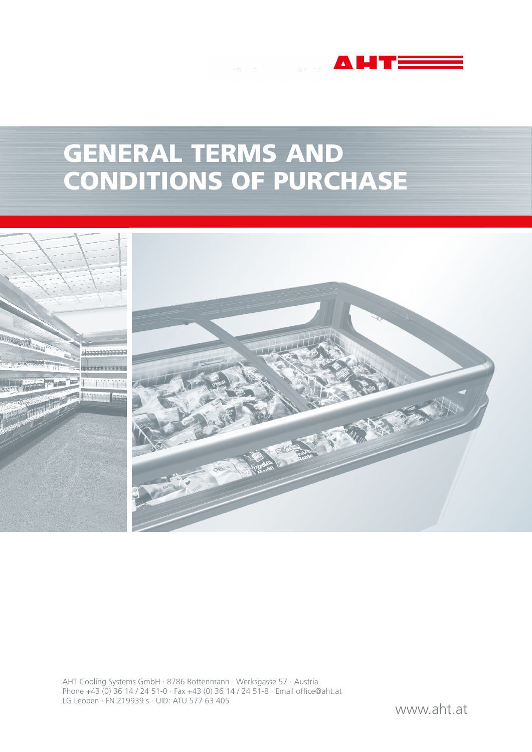AHT

# GENERAL TERMS AND CONDITIONS OF PURCHASE

AHT Cooling Systems GmbH · 8786 Rottenmann · Werksgasse 57 · Austria
Phone +43 (0) 36 14 / 24 51-0 · Fax +43 (0) 36 14 / 24 51-8 · Email office@aht.at
LG Leoben · FN 219939 s · UID: ATU 577 63 405

www.aht.at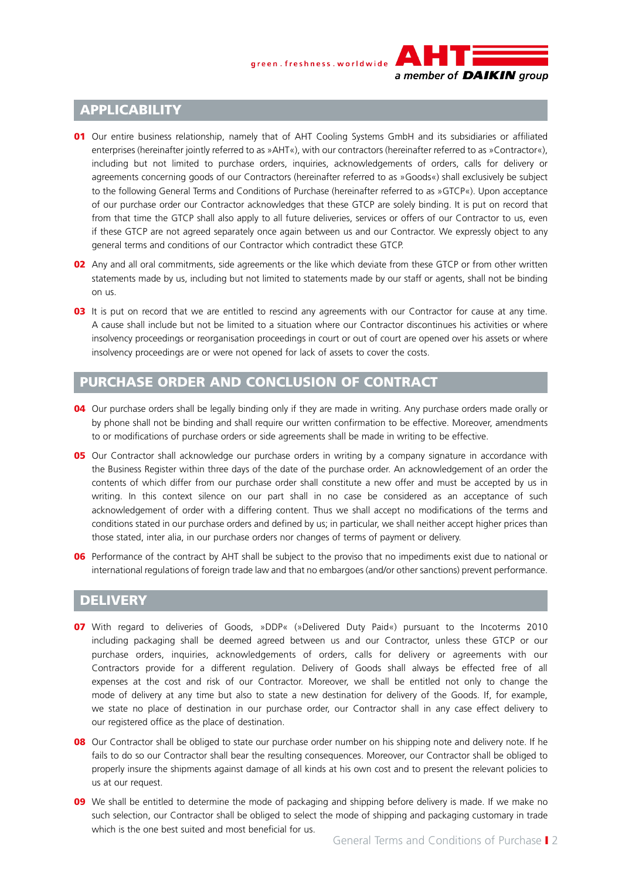## APPLICABILITY

**01** Our entire business relationship, namely that of AHT Cooling Systems GmbH and its subsidiaries or affiliated enterprises (hereinafter jointly referred to as »AHT«), with our contractors (hereinafter referred to as »Contractor«), including but not limited to purchase orders, inquiries, acknowledgements of orders, calls for delivery or agreements concerning goods of our Contractors (hereinafter referred to as »Goods«) shall exclusively be subject to the following General Terms and Conditions of Purchase (hereinafter referred to as »GTCP«). Upon acceptance of our purchase order our Contractor acknowledges that these GTCP are solely binding. It is put on record that from that time the GTCP shall also apply to all future deliveries, services or offers of our Contractor to us, even if these GTCP are not agreed separately once again between us and our Contractor. We expressly object to any general terms and conditions of our Contractor which contradict these GTCP.

**02** Any and all oral commitments, side agreements or the like which deviate from these GTCP or from other written statements made by us, including but not limited to statements made by our staff or agents, shall not be binding on us.

**03** It is put on record that we are entitled to rescind any agreements with our Contractor for cause at any time. A cause shall include but not be limited to a situation where our Contractor discontinues his activities or where insolvency proceedings or reorganisation proceedings in court or out of court are opened over his assets or where insolvency proceedings are or were not opened for lack of assets to cover the costs.

## PURCHASE ORDER AND CONCLUSION OF CONTRACT

**04** Our purchase orders shall be legally binding only if they are made in writing. Any purchase orders made orally or by phone shall not be binding and shall require our written confirmation to be effective. Moreover, amendments to or modifications of purchase orders or side agreements shall be made in writing to be effective.

**05** Our Contractor shall acknowledge our purchase orders in writing by a company signature in accordance with the Business Register within three days of the date of the purchase order. An acknowledgement of an order the contents of which differ from our purchase order shall constitute a new offer and must be accepted by us in writing. In this context silence on our part shall in no case be considered as an acceptance of such acknowledgement of order with a differing content. Thus we shall accept no modifications of the terms and conditions stated in our purchase orders and defined by us; in particular, we shall neither accept higher prices than those stated, inter alia, in our purchase orders nor changes of terms of payment or delivery.

**06** Performance of the contract by AHT shall be subject to the proviso that no impediments exist due to national or international regulations of foreign trade law and that no embargoes (and/or other sanctions) prevent performance.

## DELIVERY

**07** With regard to deliveries of Goods, »DDP« (»Delivered Duty Paid«) pursuant to the Incoterms 2010 including packaging shall be deemed agreed between us and our Contractor, unless these GTCP or our purchase orders, inquiries, acknowledgements of orders, calls for delivery or agreements with our Contractors provide for a different regulation. Delivery of Goods shall always be effected free of all expenses at the cost and risk of our Contractor. Moreover, we shall be entitled not only to change the mode of delivery at any time but also to state a new destination for delivery of the Goods. If, for example, we state no place of destination in our purchase order, our Contractor shall in any case effect delivery to our registered office as the place of destination.

**08** Our Contractor shall be obliged to state our purchase order number on his shipping note and delivery note. If he fails to do so our Contractor shall bear the resulting consequences. Moreover, our Contractor shall be obliged to properly insure the shipments against damage of all kinds at his own cost and to present the relevant policies to us at our request.

**09** We shall be entitled to determine the mode of packaging and shipping before delivery is made. If we make no such selection, our Contractor shall be obliged to select the mode of shipping and packaging customary in trade which is the one best suited and most beneficial for us.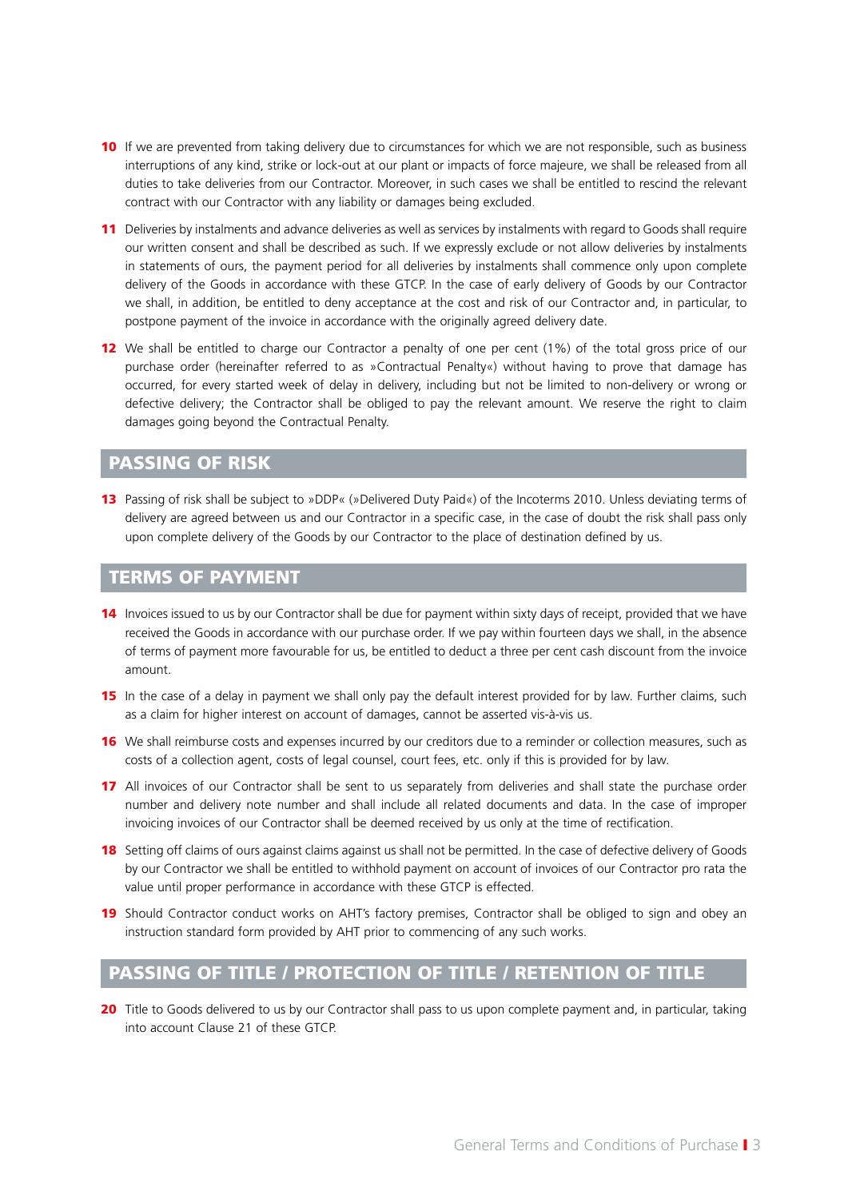**10** If we are prevented from taking delivery due to circumstances for which we are not responsible, such as business interruptions of any kind, strike or lock-out at our plant or impacts of force majeure, we shall be released from all duties to take deliveries from our Contractor. Moreover, in such cases we shall be entitled to rescind the relevant contract with our Contractor with any liability or damages being excluded.

**11** Deliveries by instalments and advance deliveries as well as services by instalments with regard to Goods shall require our written consent and shall be described as such. If we expressly exclude or not allow deliveries by instalments in statements of ours, the payment period for all deliveries by instalments shall commence only upon complete delivery of the Goods in accordance with these GTCP. In the case of early delivery of Goods by our Contractor we shall, in addition, be entitled to deny acceptance at the cost and risk of our Contractor and, in particular, to postpone payment of the invoice in accordance with the originally agreed delivery date.

**12** We shall be entitled to charge our Contractor a penalty of one per cent (1%) of the total gross price of our purchase order (hereinafter referred to as »Contractual Penalty«) without having to prove that damage has occurred, for every started week of delay in delivery, including but not be limited to non-delivery or wrong or defective delivery; the Contractor shall be obliged to pay the relevant amount. We reserve the right to claim damages going beyond the Contractual Penalty.

## PASSING OF RISK

**13** Passing of risk shall be subject to »DDP« (»Delivered Duty Paid«) of the Incoterms 2010. Unless deviating terms of delivery are agreed between us and our Contractor in a specific case, in the case of doubt the risk shall pass only upon complete delivery of the Goods by our Contractor to the place of destination defined by us.

## TERMS OF PAYMENT

**14** Invoices issued to us by our Contractor shall be due for payment within sixty days of receipt, provided that we have received the Goods in accordance with our purchase order. If we pay within fourteen days we shall, in the absence of terms of payment more favourable for us, be entitled to deduct a three per cent cash discount from the invoice amount.

**15** In the case of a delay in payment we shall only pay the default interest provided for by law. Further claims, such as a claim for higher interest on account of damages, cannot be asserted vis-à-vis us.

**16** We shall reimburse costs and expenses incurred by our creditors due to a reminder or collection measures, such as costs of a collection agent, costs of legal counsel, court fees, etc. only if this is provided for by law.

**17** All invoices of our Contractor shall be sent to us separately from deliveries and shall state the purchase order number and delivery note number and shall include all related documents and data. In the case of improper invoicing invoices of our Contractor shall be deemed received by us only at the time of rectification.

**18** Setting off claims of ours against claims against us shall not be permitted. In the case of defective delivery of Goods by our Contractor we shall be entitled to withhold payment on account of invoices of our Contractor pro rata the value until proper performance in accordance with these GTCP is effected.

**19** Should Contractor conduct works on AHT's factory premises, Contractor shall be obliged to sign and obey an instruction standard form provided by AHT prior to commencing of any such works.

## PASSING OF TITLE / PROTECTION OF TITLE / RETENTION OF TITLE

**20** Title to Goods delivered to us by our Contractor shall pass to us upon complete payment and, in particular, taking into account Clause 21 of these GTCP.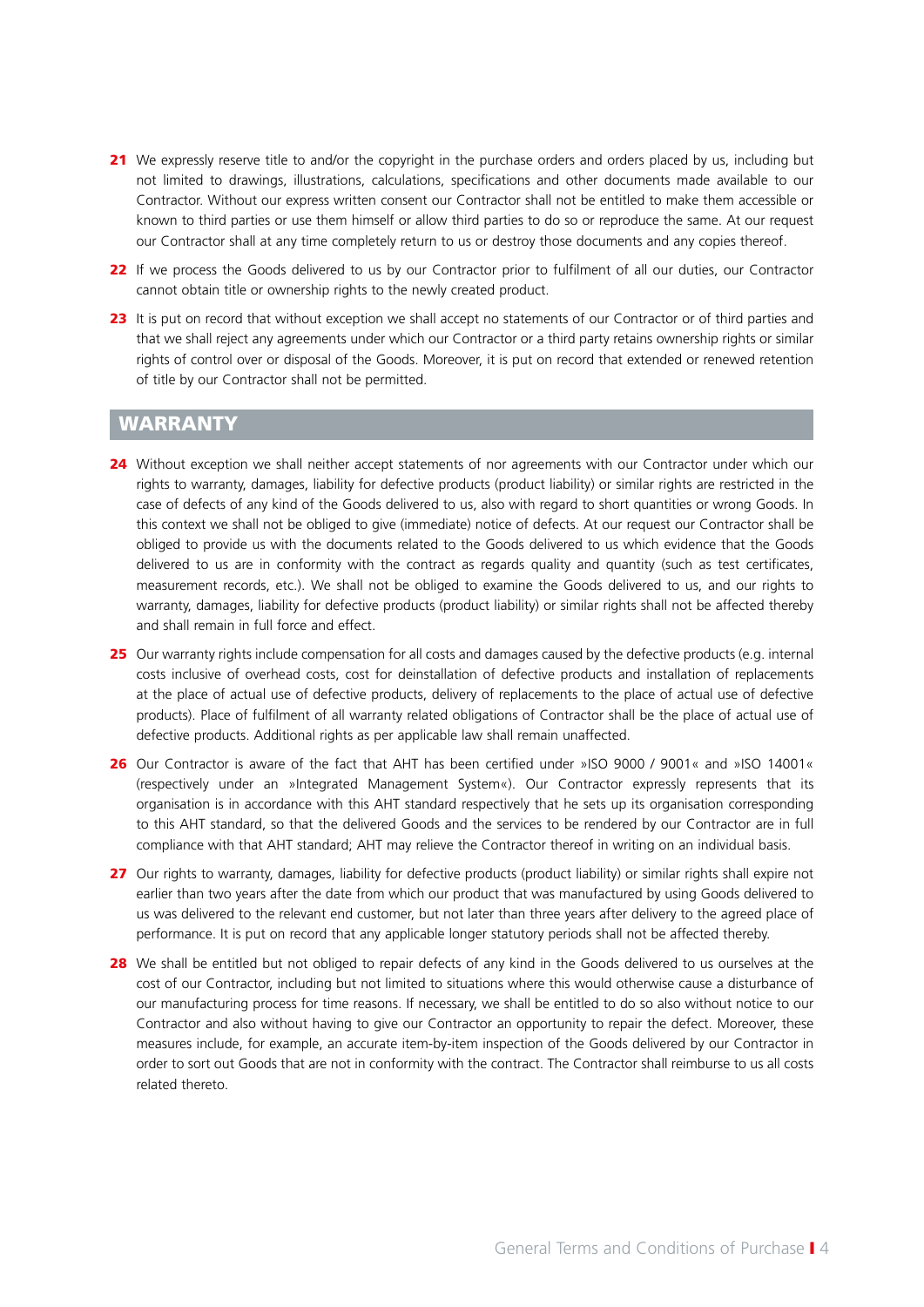**21** We expressly reserve title to and/or the copyright in the purchase orders and orders placed by us, including but not limited to drawings, illustrations, calculations, specifications and other documents made available to our Contractor. Without our express written consent our Contractor shall not be entitled to make them accessible or known to third parties or use them himself or allow third parties to do so or reproduce the same. At our request our Contractor shall at any time completely return to us or destroy those documents and any copies thereof.

**22** If we process the Goods delivered to us by our Contractor prior to fulfilment of all our duties, our Contractor cannot obtain title or ownership rights to the newly created product.

**23** It is put on record that without exception we shall accept no statements of our Contractor or of third parties and that we shall reject any agreements under which our Contractor or a third party retains ownership rights or similar rights of control over or disposal of the Goods. Moreover, it is put on record that extended or renewed retention of title by our Contractor shall not be permitted.

## WARRANTY

**24** Without exception we shall neither accept statements of nor agreements with our Contractor under which our rights to warranty, damages, liability for defective products (product liability) or similar rights are restricted in the case of defects of any kind of the Goods delivered to us, also with regard to short quantities or wrong Goods. In this context we shall not be obliged to give (immediate) notice of defects. At our request our Contractor shall be obliged to provide us with the documents related to the Goods delivered to us which evidence that the Goods delivered to us are in conformity with the contract as regards quality and quantity (such as test certificates, measurement records, etc.). We shall not be obliged to examine the Goods delivered to us, and our rights to warranty, damages, liability for defective products (product liability) or similar rights shall not be affected thereby and shall remain in full force and effect.

**25** Our warranty rights include compensation for all costs and damages caused by the defective products (e.g. internal costs inclusive of overhead costs, cost for deinstallation of defective products and installation of replacements at the place of actual use of defective products, delivery of replacements to the place of actual use of defective products). Place of fulfilment of all warranty related obligations of Contractor shall be the place of actual use of defective products. Additional rights as per applicable law shall remain unaffected.

**26** Our Contractor is aware of the fact that AHT has been certified under »ISO 9000 / 9001« and »ISO 14001« (respectively under an »Integrated Management System«). Our Contractor expressly represents that its organisation is in accordance with this AHT standard respectively that he sets up its organisation corresponding to this AHT standard, so that the delivered Goods and the services to be rendered by our Contractor are in full compliance with that AHT standard; AHT may relieve the Contractor thereof in writing on an individual basis.

**27** Our rights to warranty, damages, liability for defective products (product liability) or similar rights shall expire not earlier than two years after the date from which our product that was manufactured by using Goods delivered to us was delivered to the relevant end customer, but not later than three years after delivery to the agreed place of performance. It is put on record that any applicable longer statutory periods shall not be affected thereby.

**28** We shall be entitled but not obliged to repair defects of any kind in the Goods delivered to us ourselves at the cost of our Contractor, including but not limited to situations where this would otherwise cause a disturbance of our manufacturing process for time reasons. If necessary, we shall be entitled to do so also without notice to our Contractor and also without having to give our Contractor an opportunity to repair the defect. Moreover, these measures include, for example, an accurate item-by-item inspection of the Goods delivered by our Contractor in order to sort out Goods that are not in conformity with the contract. The Contractor shall reimburse to us all costs related thereto.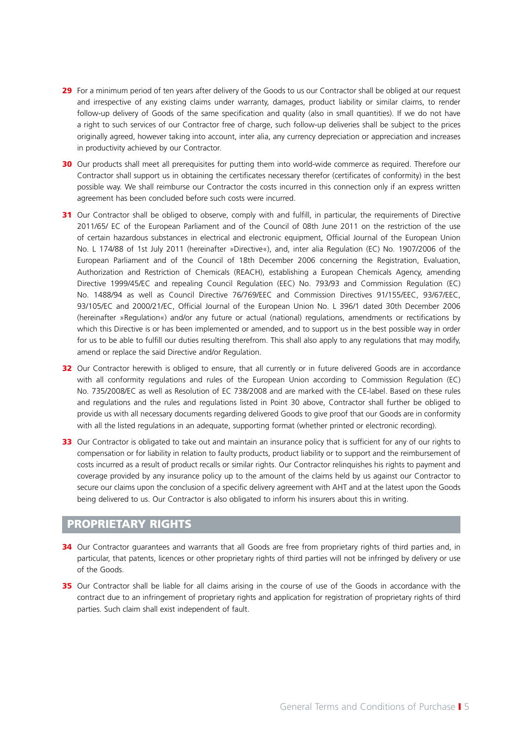**29** For a minimum period of ten years after delivery of the Goods to us our Contractor shall be obliged at our request and irrespective of any existing claims under warranty, damages, product liability or similar claims, to render follow-up delivery of Goods of the same specification and quality (also in small quantities). If we do not have a right to such services of our Contractor free of charge, such follow-up deliveries shall be subject to the prices originally agreed, however taking into account, inter alia, any currency depreciation or appreciation and increases in productivity achieved by our Contractor.

**30** Our products shall meet all prerequisites for putting them into world-wide commerce as required. Therefore our Contractor shall support us in obtaining the certificates necessary therefor (certificates of conformity) in the best possible way. We shall reimburse our Contractor the costs incurred in this connection only if an express written agreement has been concluded before such costs were incurred.

**31** Our Contractor shall be obliged to observe, comply with and fulfill, in particular, the requirements of Directive 2011/65/ EC of the European Parliament and of the Council of 08th June 2011 on the restriction of the use of certain hazardous substances in electrical and electronic equipment, Official Journal of the European Union No. L 174/88 of 1st July 2011 (hereinafter »Directive«), and, inter alia Regulation (EC) No. 1907/2006 of the European Parliament and of the Council of 18th December 2006 concerning the Registration, Evaluation, Authorization and Restriction of Chemicals (REACH), establishing a European Chemicals Agency, amending Directive 1999/45/EC and repealing Council Regulation (EEC) No. 793/93 and Commission Regulation (EC) No. 1488/94 as well as Council Directive 76/769/EEC and Commission Directives 91/155/EEC, 93/67/EEC, 93/105/EC and 2000/21/EC, Official Journal of the European Union No. L 396/1 dated 30th December 2006 (hereinafter »Regulation«) and/or any future or actual (national) regulations, amendments or rectifications by which this Directive is or has been implemented or amended, and to support us in the best possible way in order for us to be able to fulfill our duties resulting therefrom. This shall also apply to any regulations that may modify, amend or replace the said Directive and/or Regulation.

**32** Our Contractor herewith is obliged to ensure, that all currently or in future delivered Goods are in accordance with all conformity regulations and rules of the European Union according to Commission Regulation (EC) No. 735/2008/EC as well as Resolution of EC 738/2008 and are marked with the CE-label. Based on these rules and regulations and the rules and regulations listed in Point 30 above, Contractor shall further be obliged to provide us with all necessary documents regarding delivered Goods to give proof that our Goods are in conformity with all the listed regulations in an adequate, supporting format (whether printed or electronic recording).

**33** Our Contractor is obligated to take out and maintain an insurance policy that is sufficient for any of our rights to compensation or for liability in relation to faulty products, product liability or to support and the reimbursement of costs incurred as a result of product recalls or similar rights. Our Contractor relinquishes his rights to payment and coverage provided by any insurance policy up to the amount of the claims held by us against our Contractor to secure our claims upon the conclusion of a specific delivery agreement with AHT and at the latest upon the Goods being delivered to us. Our Contractor is also obligated to inform his insurers about this in writing.

## PROPRIETARY RIGHTS

**34** Our Contractor guarantees and warrants that all Goods are free from proprietary rights of third parties and, in particular, that patents, licences or other proprietary rights of third parties will not be infringed by delivery or use of the Goods.

**35** Our Contractor shall be liable for all claims arising in the course of use of the Goods in accordance with the contract due to an infringement of proprietary rights and application for registration of proprietary rights of third parties. Such claim shall exist independent of fault.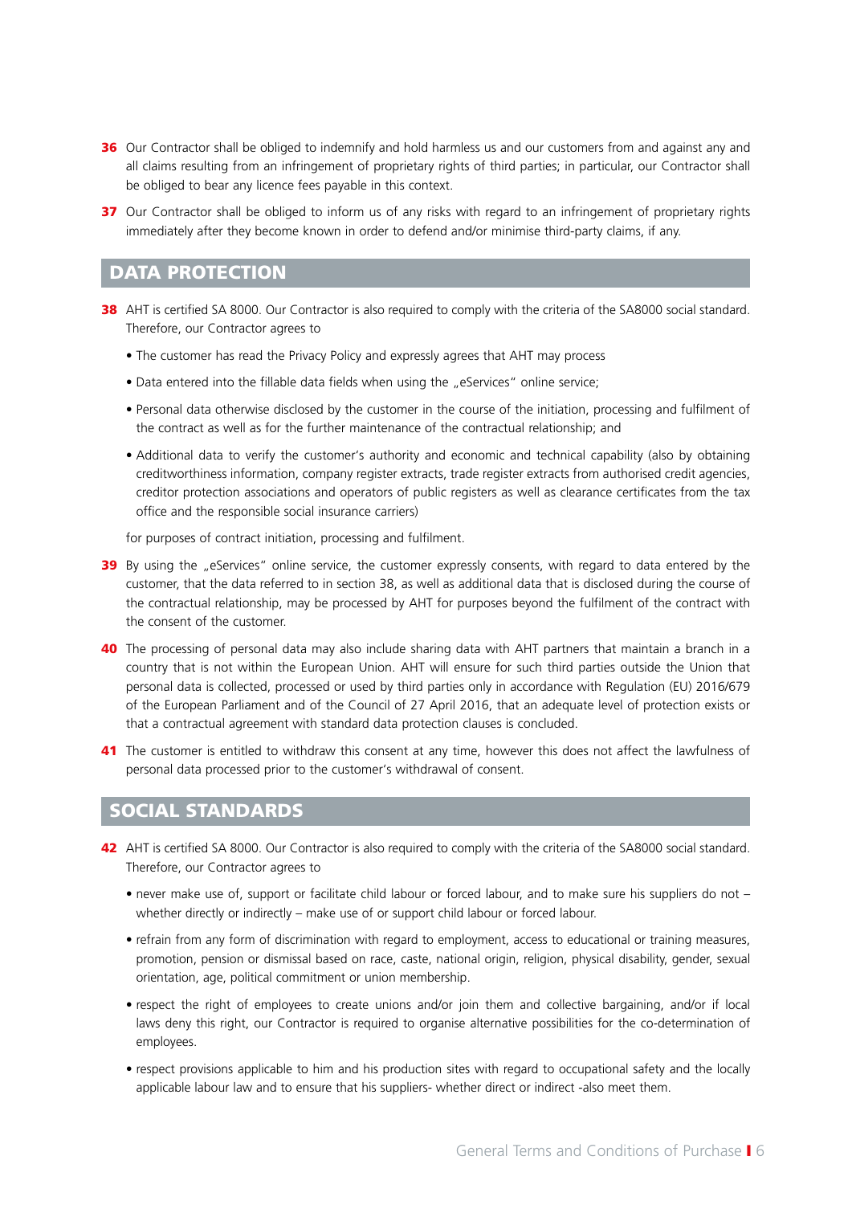**36** Our Contractor shall be obliged to indemnify and hold harmless us and our customers from and against any and all claims resulting from an infringement of proprietary rights of third parties; in particular, our Contractor shall be obliged to bear any licence fees payable in this context.

**37** Our Contractor shall be obliged to inform us of any risks with regard to an infringement of proprietary rights immediately after they become known in order to defend and/or minimise third-party claims, if any.

## DATA PROTECTION

**38** AHT is certified SA 8000. Our Contractor is also required to comply with the criteria of the SA8000 social standard. Therefore, our Contractor agrees to

- The customer has read the Privacy Policy and expressly agrees that AHT may process
- Data entered into the fillable data fields when using the „eServices" online service;
- Personal data otherwise disclosed by the customer in the course of the initiation, processing and fulfilment of the contract as well as for the further maintenance of the contractual relationship; and
- Additional data to verify the customer's authority and economic and technical capability (also by obtaining creditworthiness information, company register extracts, trade register extracts from authorised credit agencies, creditor protection associations and operators of public registers as well as clearance certificates from the tax office and the responsible social insurance carriers)

for purposes of contract initiation, processing and fulfilment.

**39** By using the „eServices" online service, the customer expressly consents, with regard to data entered by the customer, that the data referred to in section 38, as well as additional data that is disclosed during the course of the contractual relationship, may be processed by AHT for purposes beyond the fulfilment of the contract with the consent of the customer.

**40** The processing of personal data may also include sharing data with AHT partners that maintain a branch in a country that is not within the European Union. AHT will ensure for such third parties outside the Union that personal data is collected, processed or used by third parties only in accordance with Regulation (EU) 2016/679 of the European Parliament and of the Council of 27 April 2016, that an adequate level of protection exists or that a contractual agreement with standard data protection clauses is concluded.

**41** The customer is entitled to withdraw this consent at any time, however this does not affect the lawfulness of personal data processed prior to the customer's withdrawal of consent.

## SOCIAL STANDARDS

**42** AHT is certified SA 8000. Our Contractor is also required to comply with the criteria of the SA8000 social standard. Therefore, our Contractor agrees to

- never make use of, support or facilitate child labour or forced labour, and to make sure his suppliers do not – whether directly or indirectly – make use of or support child labour or forced labour.
- refrain from any form of discrimination with regard to employment, access to educational or training measures, promotion, pension or dismissal based on race, caste, national origin, religion, physical disability, gender, sexual orientation, age, political commitment or union membership.
- respect the right of employees to create unions and/or join them and collective bargaining, and/or if local laws deny this right, our Contractor is required to organise alternative possibilities for the co-determination of employees.
- respect provisions applicable to him and his production sites with regard to occupational safety and the locally applicable labour law and to ensure that his suppliers- whether direct or indirect -also meet them.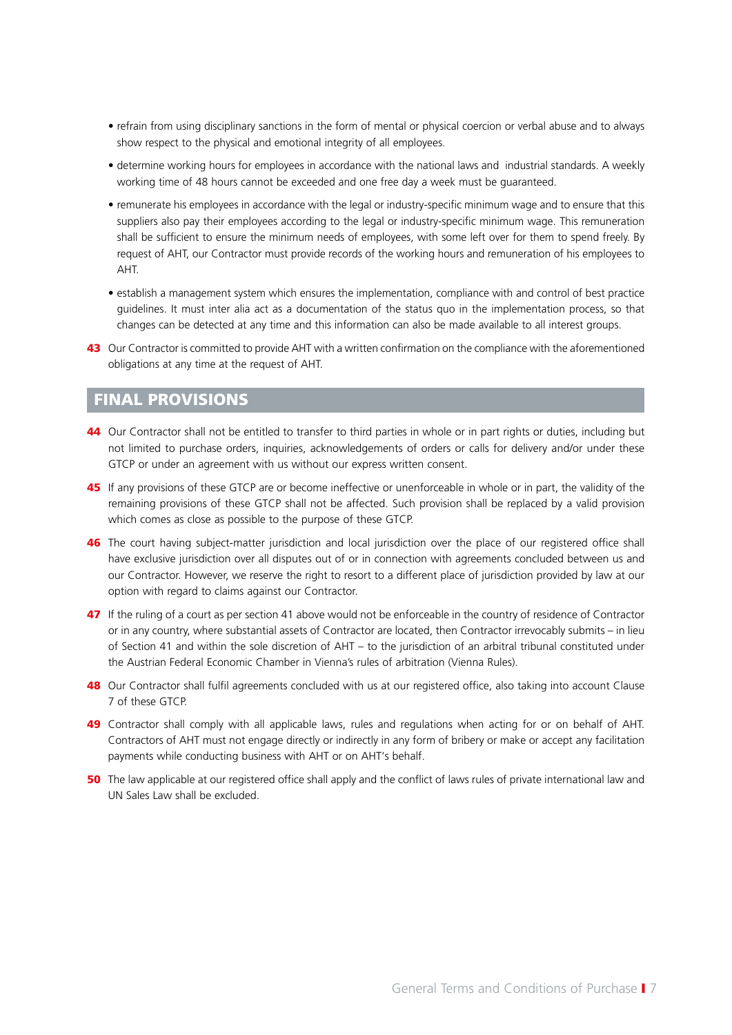- refrain from using disciplinary sanctions in the form of mental or physical coercion or verbal abuse and to always show respect to the physical and emotional integrity of all employees.
- determine working hours for employees in accordance with the national laws and industrial standards. A weekly working time of 48 hours cannot be exceeded and one free day a week must be guaranteed.
- remunerate his employees in accordance with the legal or industry-specific minimum wage and to ensure that this suppliers also pay their employees according to the legal or industry-specific minimum wage. This remuneration shall be sufficient to ensure the minimum needs of employees, with some left over for them to spend freely. By request of AHT, our Contractor must provide records of the working hours and remuneration of his employees to AHT.
- establish a management system which ensures the implementation, compliance with and control of best practice guidelines. It must inter alia act as a documentation of the status quo in the implementation process, so that changes can be detected at any time and this information can also be made available to all interest groups.

**43** Our Contractor is committed to provide AHT with a written confirmation on the compliance with the aforementioned obligations at any time at the request of AHT.

## FINAL PROVISIONS

**44** Our Contractor shall not be entitled to transfer to third parties in whole or in part rights or duties, including but not limited to purchase orders, inquiries, acknowledgements of orders or calls for delivery and/or under these GTCP or under an agreement with us without our express written consent.

**45** If any provisions of these GTCP are or become ineffective or unenforceable in whole or in part, the validity of the remaining provisions of these GTCP shall not be affected. Such provision shall be replaced by a valid provision which comes as close as possible to the purpose of these GTCP.

**46** The court having subject-matter jurisdiction and local jurisdiction over the place of our registered office shall have exclusive jurisdiction over all disputes out of or in connection with agreements concluded between us and our Contractor. However, we reserve the right to resort to a different place of jurisdiction provided by law at our option with regard to claims against our Contractor.

**47** If the ruling of a court as per section 41 above would not be enforceable in the country of residence of Contractor or in any country, where substantial assets of Contractor are located, then Contractor irrevocably submits – in lieu of Section 41 and within the sole discretion of AHT – to the jurisdiction of an arbitral tribunal constituted under the Austrian Federal Economic Chamber in Vienna's rules of arbitration (Vienna Rules).

**48** Our Contractor shall fulfil agreements concluded with us at our registered office, also taking into account Clause 7 of these GTCP.

**49** Contractor shall comply with all applicable laws, rules and regulations when acting for or on behalf of AHT. Contractors of AHT must not engage directly or indirectly in any form of bribery or make or accept any facilitation payments while conducting business with AHT or on AHT's behalf.

**50** The law applicable at our registered office shall apply and the conflict of laws rules of private international law and UN Sales Law shall be excluded.